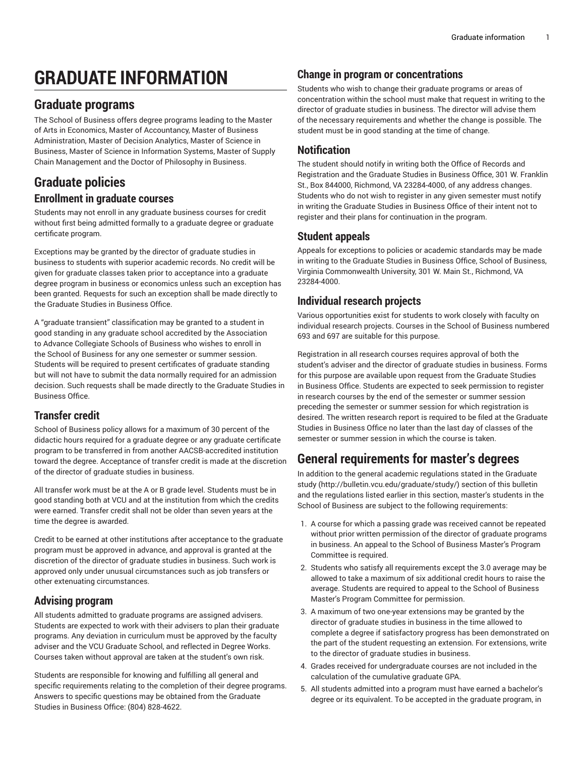# GRADUATE INFORMATION

## Graduate programs

The School of Business offers degree programs leading to the Master of Arts in Economics, Master of Accountancy, Master of Business Administration, Master of Decision Analytics, Master of Science in Business, Master of Science in Information Systems, Master of Supply Chain Management and the Doctor of Philosophy in Business.

## Graduate policies

### Enrollment in graduate courses

Students may not enroll in any graduate business courses for credit without first being admitted formally to a graduate degree or graduate certificate program.

Exceptions may be granted by the director of graduate studies in business to students with superior academic records. No credit will be given for graduate classes taken prior to acceptance into a graduate degree program in business or economics unless such an exception has been granted. Requests for such an exception shall be made directly to the Graduate Studies in Business Office.

A "graduate transient" classification may be granted to a student in good standing in any graduate school accredited by the Association to Advance Collegiate Schools of Business who wishes to enroll in the School of Business for any one semester or summer session. Students will be required to present certificates of graduate standing but will not have to submit the data normally required for an admission decision. Such requests shall be made directly to the Graduate Studies in Business Office.

### Transfer credit

School of Business policy allows for a maximum of 30 percent of the didactic hours required for a graduate degree or any graduate certificate program to be transferred in from another AACSB-accredited institution toward the degree. Acceptance of transfer credit is made at the discretion of the director of graduate studies in business.

All transfer work must be at the A or B grade level. Students must be in good standing both at VCU and at the institution from which the credits were earned. Transfer credit shall not be older than seven years at the time the degree is awarded.

Credit to be earned at other institutions after acceptance to the graduate program must be approved in advance, and approval is granted at the discretion of the director of graduate studies in business. Such work is approved only under unusual circumstances such as job transfers or other extenuating circumstances.

### Advising program

All students admitted to graduate programs are assigned advisers. Students are expected to work with their advisers to plan their graduate programs. Any deviation in curriculum must be approved by the faculty adviser and the VCU Graduate School, and reflected in Degree Works. Courses taken without approval are taken at the student's own risk.

Students are responsible for knowing and fulfilling all general and specific requirements relating to the completion of their degree programs. Answers to specific questions may be obtained from the Graduate Studies in Business Office: (804) 828-4622.

### Change in program or concentrations

Students who wish to change their graduate programs or areas of concentration within the school must make that request in writing to the director of graduate studies in business. The director will advise them of the necessary requirements and whether the change is possible. The student must be in good standing at the time of change.

### Notification

The student should notify in writing both the Office of Records and Registration and the Graduate Studies in Business Office, 301 W. Franklin St., Box 844000, Richmond, VA 23284-4000, of any address changes. Students who do not wish to register in any given semester must notify in writing the Graduate Studies in Business Office of their intent not to register and their plans for continuation in the program.

### Student appeals

Appeals for exceptions to policies or academic standards may be made in writing to the Graduate Studies in Business Office, School of Business, Virginia Commonwealth University, 301 W. Main St., Richmond, VA 23284-4000.

### Individual research projects

Various opportunities exist for students to work closely with faculty on individual research projects. Courses in the School of Business numbered 693 and 697 are suitable for this purpose.

Registration in all research courses requires approval of both the student's adviser and the director of graduate studies in business. Forms for this purpose are available upon request from the Graduate Studies in Business Office. Students are expected to seek permission to register in research courses by the end of the semester or summer session preceding the semester or summer session for which registration is desired. The written research report is required to be filed at the Graduate Studies in Business Office no later than the last day of classes of the semester or summer session in which the course is taken.

## General requirements for master's degrees

In addition to the general academic regulations stated in the Graduate study (http://bulletin.vcu.edu/graduate/study/) section of this bulletin and the regulations listed earlier in this section, master's students in the School of Business are subject to the following requirements:

1. A course for which a passing grade was received cannot be repeated without prior written permission of the director of graduate programs in business. An appeal to the School of Business Master's Program Committee is required.
2. Students who satisfy all requirements except the 3.0 average may be allowed to take a maximum of six additional credit hours to raise the average. Students are required to appeal to the School of Business Master's Program Committee for permission.
3. A maximum of two one-year extensions may be granted by the director of graduate studies in business in the time allowed to complete a degree if satisfactory progress has been demonstrated on the part of the student requesting an extension. For extensions, write to the director of graduate studies in business.
4. Grades received for undergraduate courses are not included in the calculation of the cumulative graduate GPA.
5. All students admitted into a program must have earned a bachelor's degree or its equivalent. To be accepted in the graduate program, in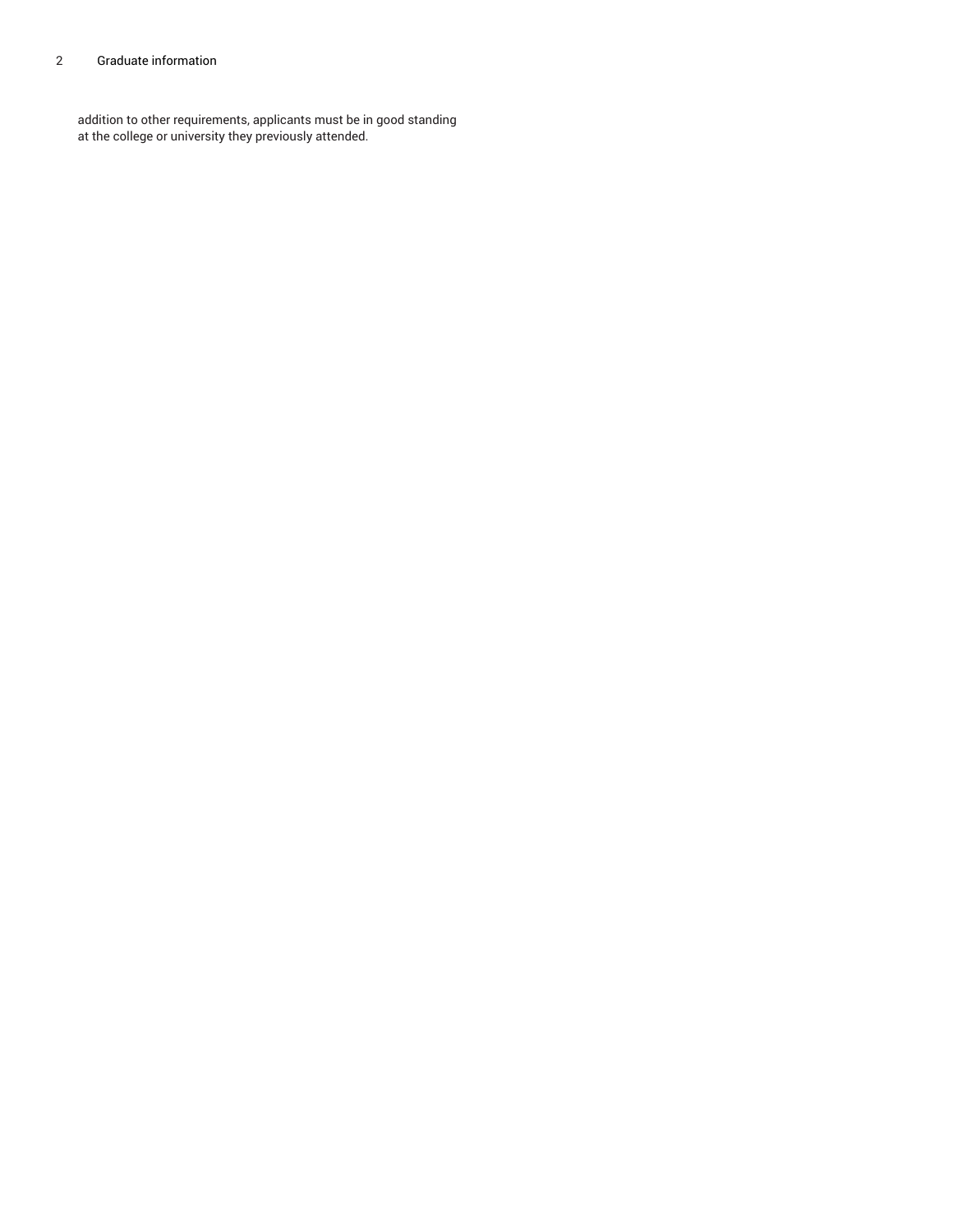addition to other requirements, applicants must be in good standing at the college or university they previously attended.